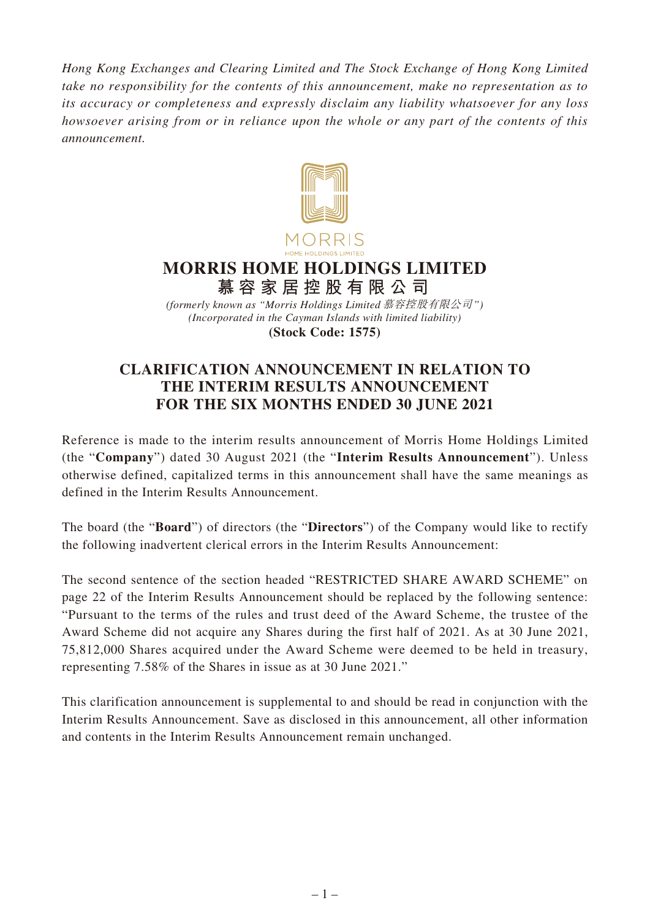*Hong Kong Exchanges and Clearing Limited and The Stock Exchange of Hong Kong Limited take no responsibility for the contents of this announcement, make no representation as to its accuracy or completeness and expressly disclaim any liability whatsoever for any loss howsoever arising from or in reliance upon the whole or any part of the contents of this announcement.*

MORRIS
HOME HOLDINGS LIMITED

# MORRIS HOME HOLDINGS LIMITED
# 慕容家居控股有限公司

*(formerly known as "Morris Holdings Limited 慕容控股有限公司")*
*(Incorporated in the Cayman Islands with limited liability)*
**(Stock Code: 1575)**

## CLARIFICATION ANNOUNCEMENT IN RELATION TO THE INTERIM RESULTS ANNOUNCEMENT FOR THE SIX MONTHS ENDED 30 JUNE 2021

Reference is made to the interim results announcement of Morris Home Holdings Limited (the "**Company**") dated 30 August 2021 (the "**Interim Results Announcement**"). Unless otherwise defined, capitalized terms in this announcement shall have the same meanings as defined in the Interim Results Announcement.

The board (the "**Board**") of directors (the "**Directors**") of the Company would like to rectify the following inadvertent clerical errors in the Interim Results Announcement:

The second sentence of the section headed "RESTRICTED SHARE AWARD SCHEME" on page 22 of the Interim Results Announcement should be replaced by the following sentence: "Pursuant to the terms of the rules and trust deed of the Award Scheme, the trustee of the Award Scheme did not acquire any Shares during the first half of 2021. As at 30 June 2021, 75,812,000 Shares acquired under the Award Scheme were deemed to be held in treasury, representing 7.58% of the Shares in issue as at 30 June 2021."

This clarification announcement is supplemental to and should be read in conjunction with the Interim Results Announcement. Save as disclosed in this announcement, all other information and contents in the Interim Results Announcement remain unchanged.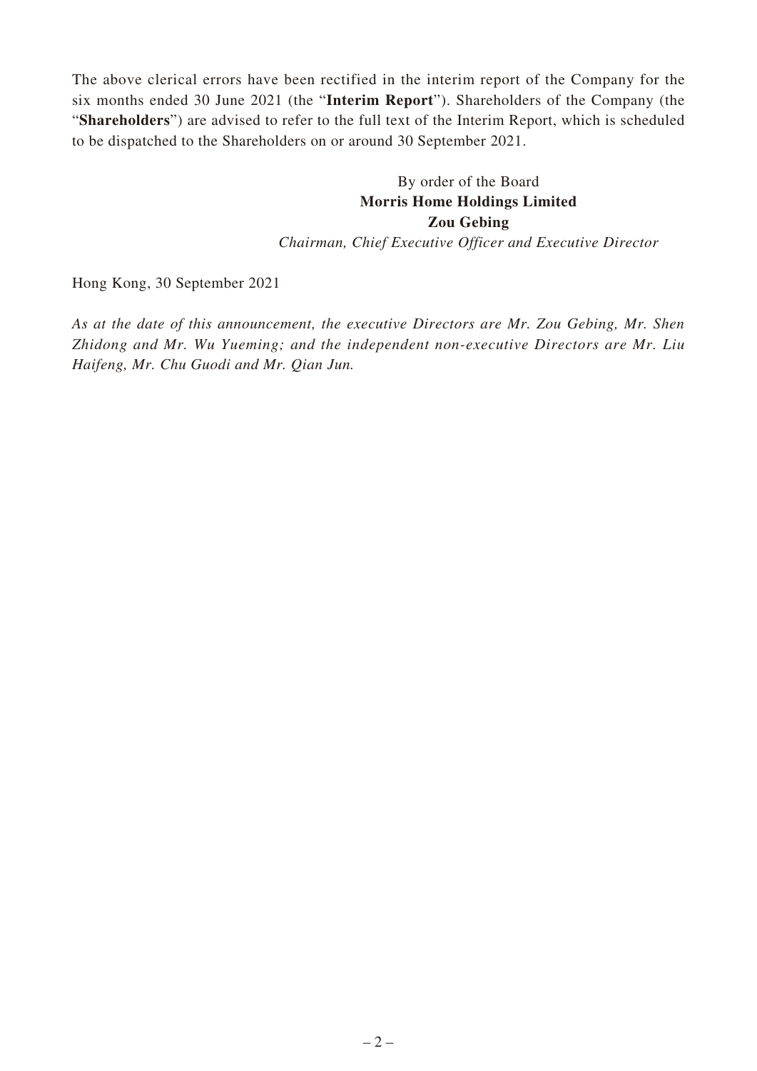The above clerical errors have been rectified in the interim report of the Company for the six months ended 30 June 2021 (the "**Interim Report**"). Shareholders of the Company (the "**Shareholders**") are advised to refer to the full text of the Interim Report, which is scheduled to be dispatched to the Shareholders on or around 30 September 2021.

By order of the Board
**Morris Home Holdings Limited**
**Zou Gebing**
*Chairman, Chief Executive Officer and Executive Director*

Hong Kong, 30 September 2021

*As at the date of this announcement, the executive Directors are Mr. Zou Gebing, Mr. Shen Zhidong and Mr. Wu Yueming; and the independent non-executive Directors are Mr. Liu Haifeng, Mr. Chu Guodi and Mr. Qian Jun.*